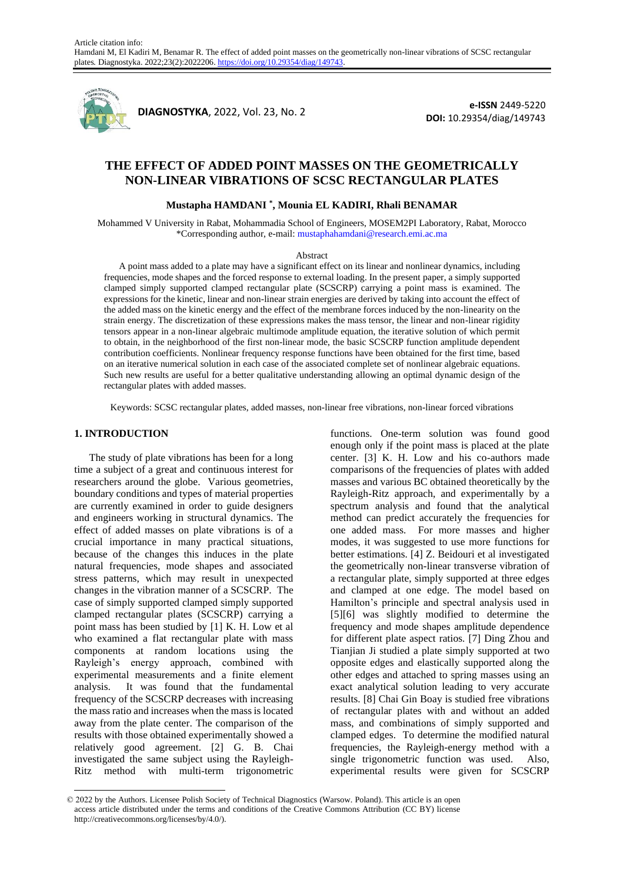Article citation info:
Hamdani M, El Kadiri M, Benamar R. The effect of added point masses on the geometrically non-linear vibrations of SCSC rectangular plates. Diagnostyka. 2022;23(2):2022206. https://doi.org/10.29354/diag/149743.

**DIAGNOSTYKA**, 2022, Vol. 23, No. 2

**e-ISSN** 2449-5220
**DOI:** 10.29354/diag/149743

# THE EFFECT OF ADDED POINT MASSES ON THE GEOMETRICALLY NON-LINEAR VIBRATIONS OF SCSC RECTANGULAR PLATES

**Mustapha HAMDANI \*, Mounia EL KADIRI, Rhali BENAMAR**

Mohammed V University in Rabat, Mohammadia School of Engineers, MOSEM2PI Laboratory, Rabat, Morocco
\*Corresponding author, e-mail: mustaphahamdani@research.emi.ac.ma

Abstract

A point mass added to a plate may have a significant effect on its linear and nonlinear dynamics, including frequencies, mode shapes and the forced response to external loading. In the present paper, a simply supported clamped simply supported clamped rectangular plate (SCSCRP) carrying a point mass is examined. The expressions for the kinetic, linear and non-linear strain energies are derived by taking into account the effect of the added mass on the kinetic energy and the effect of the membrane forces induced by the non-linearity on the strain energy. The discretization of these expressions makes the mass tensor, the linear and non-linear rigidity tensors appear in a non-linear algebraic multimode amplitude equation, the iterative solution of which permit to obtain, in the neighborhood of the first non-linear mode, the basic SCSCRP function amplitude dependent contribution coefficients. Nonlinear frequency response functions have been obtained for the first time, based on an iterative numerical solution in each case of the associated complete set of nonlinear algebraic equations. Such new results are useful for a better qualitative understanding allowing an optimal dynamic design of the rectangular plates with added masses.

Keywords: SCSC rectangular plates, added masses, non-linear free vibrations, non-linear forced vibrations

## 1. INTRODUCTION

The study of plate vibrations has been for a long time a subject of a great and continuous interest for researchers around the globe. Various geometries, boundary conditions and types of material properties are currently examined in order to guide designers and engineers working in structural dynamics. The effect of added masses on plate vibrations is of a crucial importance in many practical situations, because of the changes this induces in the plate natural frequencies, mode shapes and associated stress patterns, which may result in unexpected changes in the vibration manner of a SCSCRP. The case of simply supported clamped simply supported clamped rectangular plates (SCSCRP) carrying a point mass has been studied by [1] K. H. Low et al who examined a flat rectangular plate with mass components at random locations using the Rayleigh's energy approach, combined with experimental measurements and a finite element analysis. It was found that the fundamental frequency of the SCSCRP decreases with increasing the mass ratio and increases when the mass is located away from the plate center. The comparison of the results with those obtained experimentally showed a relatively good agreement. [2] G. B. Chai investigated the same subject using the Rayleigh-Ritz method with multi-term trigonometric functions. One-term solution was found good enough only if the point mass is placed at the plate center. [3] K. H. Low and his co-authors made comparisons of the frequencies of plates with added masses and various BC obtained theoretically by the Rayleigh-Ritz approach, and experimentally by a spectrum analysis and found that the analytical method can predict accurately the frequencies for one added mass. For more masses and higher modes, it was suggested to use more functions for better estimations. [4] Z. Beidouri et al investigated the geometrically non-linear transverse vibration of a rectangular plate, simply supported at three edges and clamped at one edge. The model based on Hamilton's principle and spectral analysis used in [5][6] was slightly modified to determine the frequency and mode shapes amplitude dependence for different plate aspect ratios. [7] Ding Zhou and Tianjian Ji studied a plate simply supported at two opposite edges and elastically supported along the other edges and attached to spring masses using an exact analytical solution leading to very accurate results. [8] Chai Gin Boay is studied free vibrations of rectangular plates with and without an added mass, and combinations of simply supported and clamped edges. To determine the modified natural frequencies, the Rayleigh-energy method with a single trigonometric function was used. Also, experimental results were given for SCSCRP

© 2022 by the Authors. Licensee Polish Society of Technical Diagnostics (Warsow. Poland). This article is an open access article distributed under the terms and conditions of the Creative Commons Attribution (CC BY) license http://creativecommons.org/licenses/by/4.0/).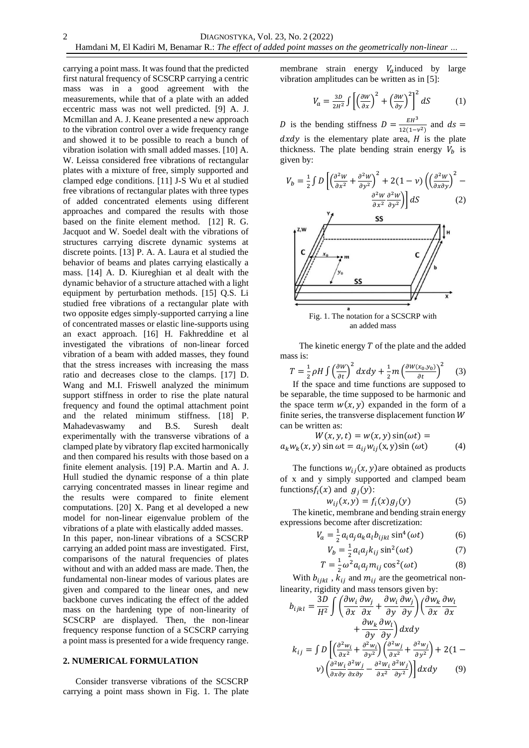carrying a point mass. It was found that the predicted first natural frequency of SCSCRP carrying a centric mass was in a good agreement with the measurements, while that of a plate with an added eccentric mass was not well predicted. [9] A. J. Mcmillan and A. J. Keane presented a new approach to the vibration control over a wide frequency range and showed it to be possible to reach a bunch of vibration isolation with small added masses. [10] A. W. Leissa considered free vibrations of rectangular plates with a mixture of free, simply supported and clamped edge conditions. [11] J-S Wu et al studied free vibrations of rectangular plates with three types of added concentrated elements using different approaches and compared the results with those based on the finite element method. [12] R. G. Jacquot and W. Soedel dealt with the vibrations of structures carrying discrete dynamic systems at discrete points. [13] P. A. A. Laura et al studied the behavior of beams and plates carrying elastically a mass. [14] A. D. Kiureghian et al dealt with the dynamic behavior of a structure attached with a light equipment by perturbation methods. [15] Q.S. Li studied free vibrations of a rectangular plate with two opposite edges simply-supported carrying a line of concentrated masses or elastic line-supports using an exact approach. [16] H. Fakhreddine et al investigated the vibrations of non-linear forced vibration of a beam with added masses, they found that the stress increases with increasing the mass ratio and decreases close to the clamps. [17] D. Wang and M.I. Friswell analyzed the minimum support stiffness in order to rise the plate natural frequency and found the optimal attachment point and the related minimum stiffness. [18] P. Mahadevaswamy and B.S. Suresh dealt experimentally with the transverse vibrations of a clamped plate by vibratory flap excited harmonically and then compared his results with those based on a finite element analysis. [19] P.A. Martin and A. J. Hull studied the dynamic response of a thin plate carrying concentrated masses in linear regime and the results were compared to finite element computations. [20] X. Pang et al developed a new model for non-linear eigenvalue problem of the vibrations of a plate with elastically added masses.

In this paper, non-linear vibrations of a SCSCRP carrying an added point mass are investigated. First, comparisons of the natural frequencies of plates without and with an added mass are made. Then, the fundamental non-linear modes of various plates are given and compared to the linear ones, and new backbone curves indicating the effect of the added mass on the hardening type of non-linearity of SCSCRP are displayed. Then, the non-linear frequency response function of a SCSCRP carrying a point mass is presented for a wide frequency range.

## 2. NUMERICAL FORMULATION

Consider transverse vibrations of the SCSCRP carrying a point mass shown in Fig. 1. The plate membrane strain energy $V_a$ induced by large vibration amplitudes can be written as in [5]:

$$V_a = \frac{3D}{2H^2}\int\left[\left(\frac{\partial W}{\partial x}\right)^2 + \left(\frac{\partial W}{\partial y}\right)^2\right]^2 dS \qquad (1)$$

$D$ is the bending stiffness $D = \frac{EH^3}{12(1-\nu^2)}$ and $ds = dxdy$ is the elementary plate area, $H$ is the plate thickness. The plate bending strain energy $V_b$ is given by:

$$V_b = \frac{1}{2}\int D\left[\left(\frac{\partial^2 W}{\partial x^2} + \frac{\partial^2 W}{\partial y^2}\right)^2 + 2(1-\nu)\left(\left(\frac{\partial^2 W}{\partial x \partial y}\right)^2 - \frac{\partial^2 W}{\partial x^2}\frac{\partial^2 W}{\partial y^2}\right)\right] dS \qquad (2)$$

Fig. 1. The notation for a SCSCRP with an added mass

The kinetic energy $T$ of the plate and the added mass is:

$$T = \frac{1}{2}\rho H\int\left(\frac{\partial W}{\partial t}\right)^2 dxdy + \frac{1}{2}m\left(\frac{\partial W(x_0, y_0)}{\partial t}\right)^2 \qquad (3)$$

If the space and time functions are supposed to be separable, the time supposed to be harmonic and the space term $w(x, y)$ expanded in the form of a finite series, the transverse displacement function $W$ can be written as:

$$W(x, y, t) = w(x, y)\sin(\omega t) = a_k w_k(x, y)\sin \omega t = a_{ij} w_{ij}(x, y)\sin(\omega t) \qquad (4)$$

The functions $w_{ij}(x, y)$ are obtained as products of x and y simply supported and clamped beam functions $f_i(x)$ and $g_j(y)$:

$$w_{ij}(x, y) = f_i(x) g_j(y) \qquad (5)$$

The kinetic, membrane and bending strain energy expressions become after discretization:

$$V_a = \frac{1}{2}a_i a_j a_k a_l b_{ijkl}\sin^4(\omega t) \qquad (6)$$

$$V_b = \frac{1}{2}a_i a_j k_{ij}\sin^2(\omega t) \qquad (7)$$

$$T = \frac{1}{2}\omega^2 a_i a_j m_{ij}\cos^2(\omega t) \qquad (8)$$

With $b_{ijkl}$ , $k_{ij}$ and $m_{ij}$ are the geometrical non-linearity, rigidity and mass tensors given by:

$$b_{ijkl} = \frac{3D}{H^2}\int\left(\frac{\partial w_i}{\partial x}\frac{\partial w_j}{\partial x} + \frac{\partial w_i}{\partial y}\frac{\partial w_j}{\partial y}\right)\left(\frac{\partial w_k}{\partial x}\frac{\partial w_l}{\partial x} + \frac{\partial w_k}{\partial y}\frac{\partial w_l}{\partial y}\right)dxdy$$

$$k_{ij} = \int D\left[\left(\frac{\partial^2 w_i}{\partial x^2} + \frac{\partial^2 w_i}{\partial y^2}\right)\left(\frac{\partial^2 w_j}{\partial x^2} + \frac{\partial^2 w_j}{\partial y^2}\right) + 2(1-\nu)\left(\frac{\partial^2 W_i}{\partial x \partial y}\frac{\partial^2 W_j}{\partial x \partial y} - \frac{\partial^2 W_i}{\partial x^2}\frac{\partial^2 W_j}{\partial y^2}\right)\right]dxdy \qquad (9)$$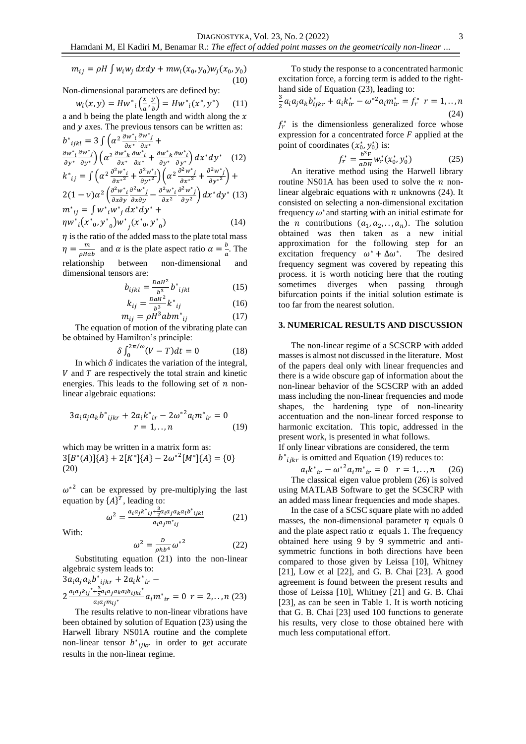$$m_{ij} = \rho H \int w_i w_j \, dxdy + m w_i(x_0, y_0) w_j(x_0, y_0) \tag{10}$$

Non-dimensional parameters are defined by:

$$w_i(x, y) = H w^*_i\left(\frac{x}{a}, \frac{y}{b}\right) = H w^*_i(x^*, y^*) \tag{11}$$

a and b being the plate length and width along the $x$ and $y$ axes. The previous tensors can be written as:

$$b^*_{ijkl} = 3 \int \left(\alpha^2 \frac{\partial w^*_i}{\partial x^*} \frac{\partial w^*_j}{\partial x^*} + \frac{\partial w^*_i}{\partial y^*} \frac{\partial w^*_j}{\partial y^*}\right) \left(\alpha^2 \frac{\partial w^*_k}{\partial x^*} \frac{\partial w^*_l}{\partial x^*} + \frac{\partial w^*_k}{\partial y^*} \frac{\partial w^*_l}{\partial y^*}\right) dx^* dy^* \tag{12}$$

$$k^*_{ij} = \int \left(\alpha^2 \frac{\partial^2 w^*_i}{\partial x^{*2}} + \frac{\partial^2 w^*_i}{\partial y^{*2}}\right)\left(\alpha^2 \frac{\partial^2 w^*_j}{\partial x^{*2}} + \frac{\partial^2 w^*_j}{\partial y^{*2}}\right) + 2(1-\nu)\alpha^2 \left(\frac{\partial^2 w^*_i}{\partial x \partial y} \frac{\partial^2 w^*_j}{\partial x \partial y} - \frac{\partial^2 w^*_i}{\partial x^2} \frac{\partial^2 w^*_j}{\partial y^2}\right) dx^* dy^* \tag{13}$$

$$m^*_{ij} = \int w^*_i w^*_j \, dx^* dy^* + \eta w^*_i(x^*_0, y^*_0) w^*_j(x^*_0, y^*_0) \tag{14}$$

$\eta$ is the ratio of the added mass to the plate total mass $\eta = \frac{m}{\rho H a b}$ and $\alpha$ is the plate aspect ratio $\alpha = \frac{b}{a}$. The relationship between non-dimensional and dimensional tensors are:

$$b_{ijkl} = \frac{D a H^2}{b^3} b^*_{ijkl} \tag{15}$$

$$k_{ij} = \frac{D a H^2}{b^3} k^*_{ij} \tag{16}$$

$$m_{ij} = \rho H^3 a b m^*_{ij} \tag{17}$$

The equation of motion of the vibrating plate can be obtained by Hamilton's principle:

$$\delta \int_0^{2\pi/\omega} (V - T) dt = 0 \tag{18}$$

In which $\delta$ indicates the variation of the integral, $V$ and $T$ are respectively the total strain and kinetic energies. This leads to the following set of $n$ non-linear algebraic equations:

$$3 a_i a_j a_k b^*_{ijkr} + 2 a_i k^*_{ir} - 2\omega^{*2} a_i m^*_{ir} = 0 \quad r = 1, .., n \tag{19}$$

which may be written in a matrix form as:

$$3[B^*(A)]\{A\} + 2[K^*]\{A\} - 2\omega^{*2}[M^*]\{A\} = \{0\} \tag{20}$$

$\omega^{*2}$ can be expressed by pre-multiplying the last equation by $\{A\}^T$, leading to:

$$\omega^2 = \frac{a_i a_j k^*_{ij} + \frac{3}{2} a_i a_j a_k a_l b^*_{ijkl}}{a_i a_j m^*_{ij}} \tag{21}$$

With:

$$\omega^2 = \frac{D}{\rho h b^4} \omega^{*2} \tag{22}$$

Substituting equation (21) into the non-linear algebraic system leads to:

$$3 a_i a_j a_k b^*_{ijkr} + 2 a_i k^*_{ir} - 2 \frac{a_i a_j k_{ij}^* + \frac{3}{2} a_i a_j a_k a_l b_{ijkl}^*}{a_i a_j m_{ij}^*} a_i m^*_{ir} = 0 \quad r = 2, .., n \tag{23}$$

The results relative to non-linear vibrations have been obtained by solution of Equation (23) using the Harwell library NS01A routine and the complete non-linear tensor $b^*_{ijkr}$ in order to get accurate results in the non-linear regime.

To study the response to a concentrated harmonic excitation force, a forcing term is added to the right-hand side of Equation (23), leading to:

$$\frac{3}{2} a_i a_j a_k b^*_{ijkr} + a_i k^*_{ir} - \omega^{*2} a_i m^*_{ir} = f^*_r \quad r = 1, .., n \tag{24}$$

$f^*_r$ is the dimensionless generalized force whose expression for a concentrated force $F$ applied at the point of coordinates $(x^*_0, y^*_0)$ is:

$$f^*_r = \frac{b^3 F}{a D H} w^*_r(x^*_0, y^*_0) \tag{25}$$

An iterative method using the Harwell library routine NS01A has been used to solve the $n$ non-linear algebraic equations with $n$ unknowns (24). It consisted on selecting a non-dimensional excitation frequency $\omega^*$ and starting with an initial estimate for the $n$ contributions $(a_1, a_2, .., a_n)$. The solution obtained was then taken as a new initial approximation for the following step for an excitation frequency $\omega^* + \Delta\omega^*$. The desired frequency segment was covered by repeating this process. it is worth noticing here that the routing sometimes diverges when passing through bifurcation points if the initial solution estimate is too far from the nearest solution.

## 3. NUMERICAL RESULTS AND DISCUSSION

The non-linear regime of a SCSCRP with added masses is almost not discussed in the literature. Most of the papers deal only with linear frequencies and there is a wide obscure gap of information about the non-linear behavior of the SCSCRP with an added mass including the non-linear frequencies and mode shapes, the hardening type of non-linearity accentuation and the non-linear forced response to harmonic excitation. This topic, addressed in the present work, is presented in what follows.

If only linear vibrations are considered, the term $b^*_{ijkr}$ is omitted and Equation (19) reduces to:

$$a_i k^*_{ir} - \omega^{*2} a_i m^*_{ir} = 0 \quad r = 1, .., n \tag{26}$$

The classical eigen value problem (26) is solved using MATLAB Software to get the SCSCRP with an added mass linear frequencies and mode shapes.

In the case of a SCSC square plate with no added masses, the non-dimensional parameter $\eta$ equals 0 and the plate aspect ratio $\alpha$ equals 1. The frequency obtained here using 9 by 9 symmetric and anti-symmetric functions in both directions have been compared to those given by Leissa [10], Whitney [21], Low et al [22], and G. B. Chai [23]. A good agreement is found between the present results and those of Leissa [10], Whitney [21] and G. B. Chai [23], as can be seen in Table 1. It is worth noticing that G. B. Chai [23] used 100 functions to generate his results, very close to those obtained here with much less computational effort.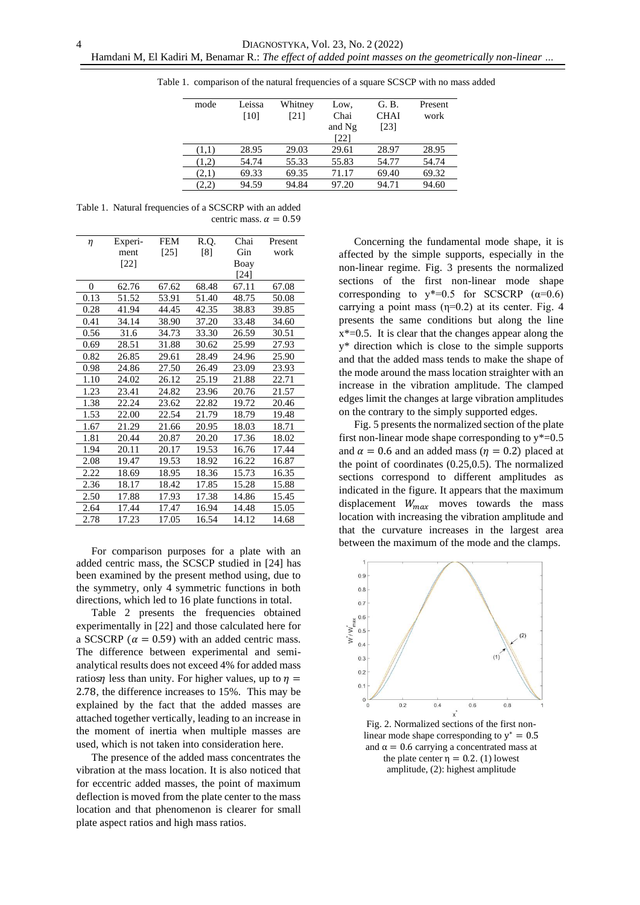Table 1. comparison of the natural frequencies of a square SCSCP with no mass added

| mode | Leissa [10] | Whitney [21] | Low, Chai and Ng [22] | G. B. CHAI [23] | Present work |
|---|---|---|---|---|---|
| (1,1) | 28.95 | 29.03 | 29.61 | 28.97 | 28.95 |
| (1,2) | 54.74 | 55.33 | 55.83 | 54.77 | 54.74 |
| (2,1) | 69.33 | 69.35 | 71.17 | 69.40 | 69.32 |
| (2,2) | 94.59 | 94.84 | 97.20 | 94.71 | 94.60 |

Table 1. Natural frequencies of a SCSCRP with an added centric mass. $\alpha = 0.59$

| $\eta$ | Experi-ment [22] | FEM [25] | R.Q. [8] | Chai Gin Boay [24] | Present work |
|---|---|---|---|---|---|
| 0 | 62.76 | 67.62 | 68.48 | 67.11 | 67.08 |
| 0.13 | 51.52 | 53.91 | 51.40 | 48.75 | 50.08 |
| 0.28 | 41.94 | 44.45 | 42.35 | 38.83 | 39.85 |
| 0.41 | 34.14 | 38.90 | 37.20 | 33.48 | 34.60 |
| 0.56 | 31.6 | 34.73 | 33.30 | 26.59 | 30.51 |
| 0.69 | 28.51 | 31.88 | 30.62 | 25.99 | 27.93 |
| 0.82 | 26.85 | 29.61 | 28.49 | 24.96 | 25.90 |
| 0.98 | 24.86 | 27.50 | 26.49 | 23.09 | 23.93 |
| 1.10 | 24.02 | 26.12 | 25.19 | 21.88 | 22.71 |
| 1.23 | 23.41 | 24.82 | 23.96 | 20.76 | 21.57 |
| 1.38 | 22.24 | 23.62 | 22.82 | 19.72 | 20.46 |
| 1.53 | 22.00 | 22.54 | 21.79 | 18.79 | 19.48 |
| 1.67 | 21.29 | 21.66 | 20.95 | 18.03 | 18.71 |
| 1.81 | 20.44 | 20.87 | 20.20 | 17.36 | 18.02 |
| 1.94 | 20.11 | 20.17 | 19.53 | 16.76 | 17.44 |
| 2.08 | 19.47 | 19.53 | 18.92 | 16.22 | 16.87 |
| 2.22 | 18.69 | 18.95 | 18.36 | 15.73 | 16.35 |
| 2.36 | 18.17 | 18.42 | 17.85 | 15.28 | 15.88 |
| 2.50 | 17.88 | 17.93 | 17.38 | 14.86 | 15.45 |
| 2.64 | 17.44 | 17.47 | 16.94 | 14.48 | 15.05 |
| 2.78 | 17.23 | 17.05 | 16.54 | 14.12 | 14.68 |

For comparison purposes for a plate with an added centric mass, the SCSCP studied in [24] has been examined by the present method using, due to the symmetry, only 4 symmetric functions in both directions, which led to 16 plate functions in total.

Table 2 presents the frequencies obtained experimentally in [22] and those calculated here for a SCSCRP ($\alpha = 0.59$) with an added centric mass. The difference between experimental and semi-analytical results does not exceed 4% for added mass ratios$\eta$ less than unity. For higher values, up to $\eta = 2.78$, the difference increases to 15%. This may be explained by the fact that the added masses are attached together vertically, leading to an increase in the moment of inertia when multiple masses are used, which is not taken into consideration here.

The presence of the added mass concentrates the vibration at the mass location. It is also noticed that for eccentric added masses, the point of maximum deflection is moved from the plate center to the mass location and that phenomenon is clearer for small plate aspect ratios and high mass ratios.

Concerning the fundamental mode shape, it is affected by the simple supports, especially in the non-linear regime. Fig. 3 presents the normalized sections of the first non-linear mode shape corresponding to $y^*=0.5$ for SCSCRP ($\alpha=0.6$) carrying a point mass ($\eta=0.2$) at its center. Fig. 4 presents the same conditions but along the line $x^*=0.5$. It is clear that the changes appear along the $y^*$ direction which is close to the simple supports and that the added mass tends to make the shape of the mode around the mass location straighter with an increase in the vibration amplitude. The clamped edges limit the changes at large vibration amplitudes on the contrary to the simply supported edges.

Fig. 5 presents the normalized section of the plate first non-linear mode shape corresponding to $y^*=0.5$ and $\alpha = 0.6$ and an added mass ($\eta = 0.2$) placed at the point of coordinates (0.25,0.5). The normalized sections correspond to different amplitudes as indicated in the figure. It appears that the maximum displacement $W_{max}$ moves towards the mass location with increasing the vibration amplitude and that the curvature increases in the largest area between the maximum of the mode and the clamps.

Fig. 2. Normalized sections of the first non-linear mode shape corresponding to $y^* = 0.5$ and $\alpha = 0.6$ carrying a concentrated mass at the plate center $\eta = 0.2$. (1) lowest amplitude, (2): highest amplitude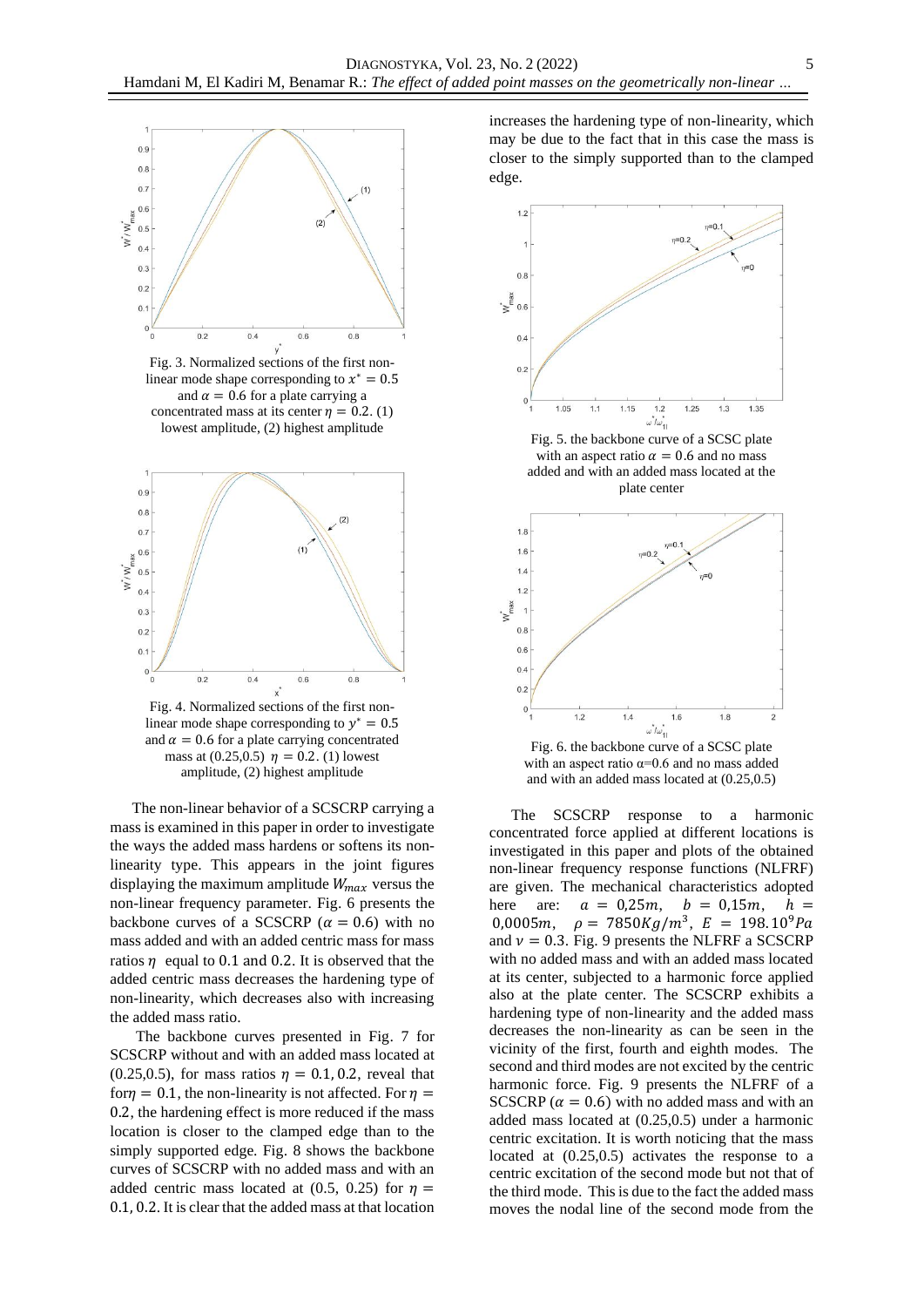Fig. 3. Normalized sections of the first non-linear mode shape corresponding to $x^* = 0.5$ and $\alpha = 0.6$ for a plate carrying a concentrated mass at its center $\eta = 0.2$. (1) lowest amplitude, (2) highest amplitude

Fig. 4. Normalized sections of the first non-linear mode shape corresponding to $y^* = 0.5$ and $\alpha = 0.6$ for a plate carrying concentrated mass at (0.25,0.5) $\eta = 0.2$. (1) lowest amplitude, (2) highest amplitude

The non-linear behavior of a SCSCRP carrying a mass is examined in this paper in order to investigate the ways the added mass hardens or softens its non-linearity type. This appears in the joint figures displaying the maximum amplitude $W_{max}$ versus the non-linear frequency parameter. Fig. 6 presents the backbone curves of a SCSCRP ($\alpha = 0.6$) with no mass added and with an added centric mass for mass ratios $\eta$ equal to 0.1 and 0.2. It is observed that the added centric mass decreases the hardening type of non-linearity, which decreases also with increasing the added mass ratio.

The backbone curves presented in Fig. 7 for SCSCRP without and with an added mass located at (0.25,0.5), for mass ratios $\eta = 0.1, 0.2$, reveal that for$\eta = 0.1$, the non-linearity is not affected. For $\eta = 0.2$, the hardening effect is more reduced if the mass location is closer to the clamped edge than to the simply supported edge. Fig. 8 shows the backbone curves of SCSCRP with no added mass and with an added centric mass located at (0.5, 0.25) for $\eta = 0.1, 0.2$. It is clear that the added mass at that location increases the hardening type of non-linearity, which may be due to the fact that in this case the mass is closer to the simply supported than to the clamped edge.

Fig. 5. the backbone curve of a SCSC plate with an aspect ratio $\alpha = 0.6$ and no mass added and with an added mass located at the plate center

Fig. 6. the backbone curve of a SCSC plate with an aspect ratio α=0.6 and no mass added and with an added mass located at (0.25,0.5)

The SCSCRP response to a harmonic concentrated force applied at different locations is investigated in this paper and plots of the obtained non-linear frequency response functions (NLFRF) are given. The mechanical characteristics adopted here are: $a = 0{,}25m$, $b = 0{,}15m$, $h = 0{,}0005m$, $\rho = 7850Kg/m^3$, $E = 198.10^9 Pa$ and $\nu = 0.3$. Fig. 9 presents the NLFRF a SCSCRP with no added mass and with an added mass located at its center, subjected to a harmonic force applied also at the plate center. The SCSCRP exhibits a hardening type of non-linearity and the added mass decreases the non-linearity as can be seen in the vicinity of the first, fourth and eighth modes. The second and third modes are not excited by the centric harmonic force. Fig. 9 presents the NLFRF of a SCSCRP ($\alpha = 0.6$) with no added mass and with an added mass located at (0.25,0.5) under a harmonic centric excitation. It is worth noticing that the mass located at (0.25,0.5) activates the response to a centric excitation of the second mode but not that of the third mode. This is due to the fact the added mass moves the nodal line of the second mode from the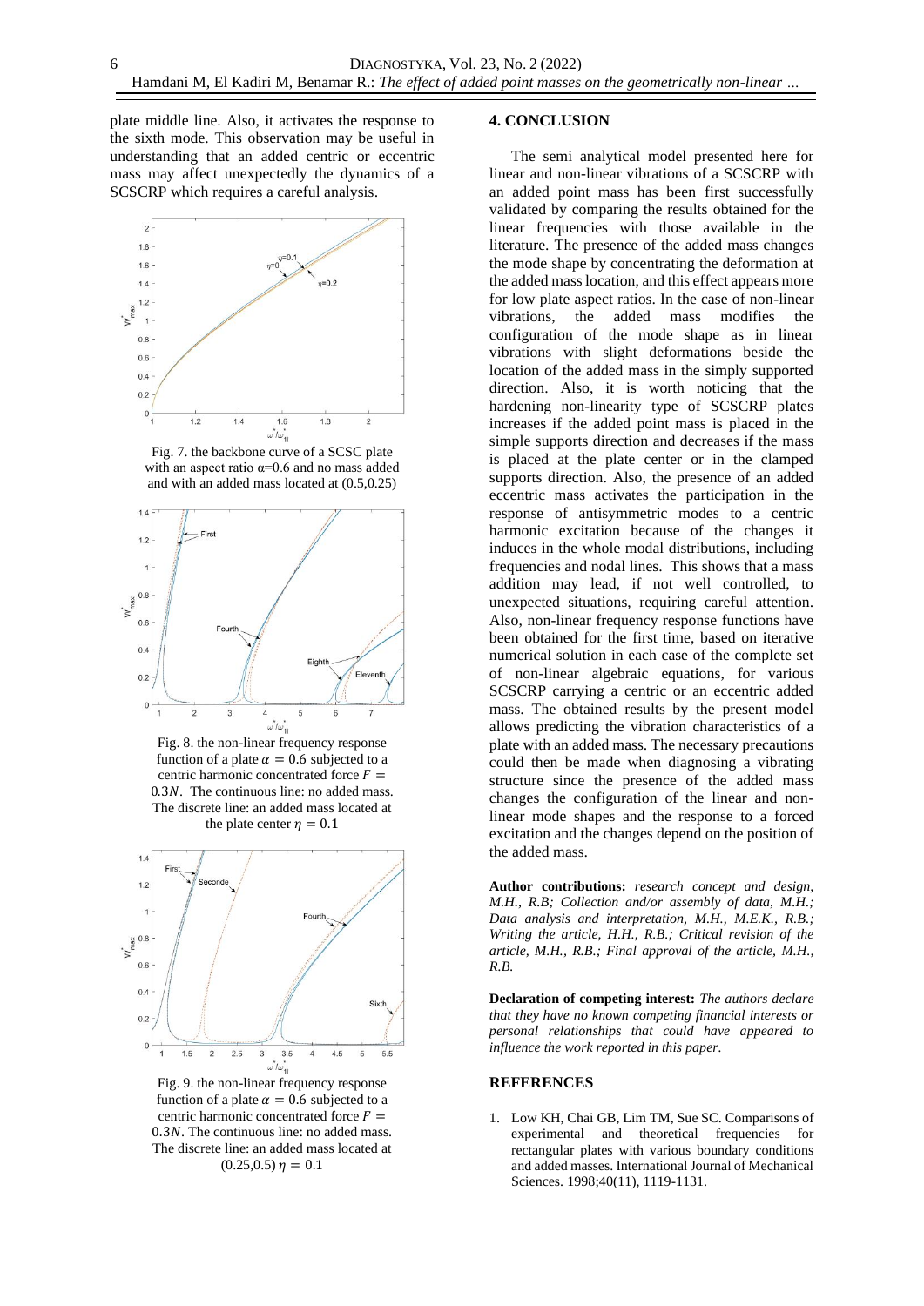plate middle line. Also, it activates the response to the sixth mode. This observation may be useful in understanding that an added centric or eccentric mass may affect unexpectedly the dynamics of a SCSCRP which requires a careful analysis.

Fig. 7. the backbone curve of a SCSC plate with an aspect ratio α=0.6 and no mass added and with an added mass located at (0.5,0.25)

Fig. 8. the non-linear frequency response function of a plate $\alpha = 0.6$ subjected to a centric harmonic concentrated force $F = 0.3N$. The continuous line: no added mass. The discrete line: an added mass located at the plate center $\eta = 0.1$

Fig. 9. the non-linear frequency response function of a plate $\alpha = 0.6$ subjected to a centric harmonic concentrated force $F = 0.3N$. The continuous line: no added mass. The discrete line: an added mass located at $(0.25,0.5)$ $\eta = 0.1$

## 4. CONCLUSION

The semi analytical model presented here for linear and non-linear vibrations of a SCSCRP with an added point mass has been first successfully validated by comparing the results obtained for the linear frequencies with those available in the literature. The presence of the added mass changes the mode shape by concentrating the deformation at the added mass location, and this effect appears more for low plate aspect ratios. In the case of non-linear vibrations, the added mass modifies the configuration of the mode shape as in linear vibrations with slight deformations beside the location of the added mass in the simply supported direction. Also, it is worth noticing that the hardening non-linearity type of SCSCRP plates increases if the added point mass is placed in the simple supports direction and decreases if the mass is placed at the plate center or in the clamped supports direction. Also, the presence of an added eccentric mass activates the participation in the response of antisymmetric modes to a centric harmonic excitation because of the changes it induces in the whole modal distributions, including frequencies and nodal lines. This shows that a mass addition may lead, if not well controlled, to unexpected situations, requiring careful attention. Also, non-linear frequency response functions have been obtained for the first time, based on iterative numerical solution in each case of the complete set of non-linear algebraic equations, for various SCSCRP carrying a centric or an eccentric added mass. The obtained results by the present model allows predicting the vibration characteristics of a plate with an added mass. The necessary precautions could then be made when diagnosing a vibrating structure since the presence of the added mass changes the configuration of the linear and non-linear mode shapes and the response to a forced excitation and the changes depend on the position of the added mass.

**Author contributions:** *research concept and design, M.H., R.B; Collection and/or assembly of data, M.H.; Data analysis and interpretation, M.H., M.E.K., R.B.; Writing the article, H.H., R.B.; Critical revision of the article, M.H., R.B.; Final approval of the article, M.H., R.B.*

**Declaration of competing interest:** *The authors declare that they have no known competing financial interests or personal relationships that could have appeared to influence the work reported in this paper.*

## REFERENCES

1. Low KH, Chai GB, Lim TM, Sue SC. Comparisons of experimental and theoretical frequencies for rectangular plates with various boundary conditions and added masses. International Journal of Mechanical Sciences. 1998;40(11), 1119-1131.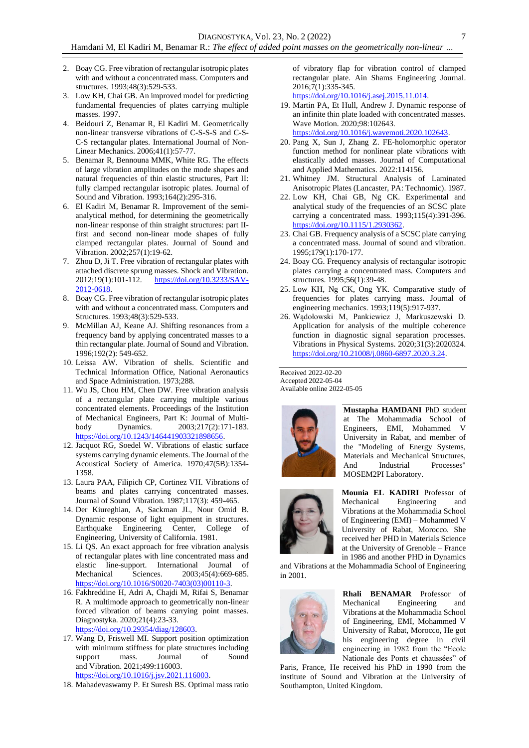2. Boay CG. Free vibration of rectangular isotropic plates with and without a concentrated mass. Computers and structures. 1993;48(3):529-533.
3. Low KH, Chai GB. An improved model for predicting fundamental frequencies of plates carrying multiple masses. 1997.
4. Beidouri Z, Benamar R, El Kadiri M. Geometrically non-linear transverse vibrations of C-S-S-S and C-S-C-S rectangular plates. International Journal of Non-Linear Mechanics. 2006;41(1):57-77.
5. Benamar R, Bennouna MMK, White RG. The effects of large vibration amplitudes on the mode shapes and natural frequencies of thin elastic structures, Part II: fully clamped rectangular isotropic plates. Journal of Sound and Vibration. 1993;164(2):295-316.
6. El Kadiri M, Benamar R. Improvement of the semi-analytical method, for determining the geometrically non-linear response of thin straight structures: part II-first and second non-linear mode shapes of fully clamped rectangular plates. Journal of Sound and Vibration. 2002;257(1):19-62.
7. Zhou D, Ji T. Free vibration of rectangular plates with attached discrete sprung masses. Shock and Vibration. 2012;19(1):101-112. https://doi.org/10.3233/SAV-2012-0618.
8. Boay CG. Free vibration of rectangular isotropic plates with and without a concentrated mass. Computers and Structures. 1993;48(3):529-533.
9. McMillan AJ, Keane AJ. Shifting resonances from a frequency band by applying concentrated masses to a thin rectangular plate. Journal of Sound and Vibration. 1996;192(2): 549-652.
10. Leissa AW. Vibration of shells. Scientific and Technical Information Office, National Aeronautics and Space Administration. 1973;288.
11. Wu JS, Chou HM, Chen DW. Free vibration analysis of a rectangular plate carrying multiple various concentrated elements. Proceedings of the Institution of Mechanical Engineers, Part K: Journal of Multi-body Dynamics. 2003;217(2):171-183. https://doi.org/10.1243/146441903321898656.
12. Jacquot RG, Soedel W. Vibrations of elastic surface systems carrying dynamic elements. The Journal of the Acoustical Society of America. 1970;47(5B):1354-1358.
13. Laura PAA, Filipich CP, Cortinez VH. Vibrations of beams and plates carrying concentrated masses. Journal of Sound Vibration. 1987;117(3): 459-465.
14. Der Kiureghian, A, Sackman JL, Nour Omid B. Dynamic response of light equipment in structures. Earthquake Engineering Center, College of Engineering, University of California. 1981.
15. Li QS. An exact approach for free vibration analysis of rectangular plates with line concentrated mass and elastic line-support. International Journal of Mechanical Sciences. 2003;45(4):669-685. https://doi.org/10.1016/S0020-7403(03)00110-3.
16. Fakhreddine H, Adri A, Chajdi M, Rifai S, Benamar R. A multimode approach to geometrically non-linear forced vibration of beams carrying point masses. Diagnostyka. 2020;21(4):23-33. https://doi.org/10.29354/diag/128603.
17. Wang D, Friswell MI. Support position optimization with minimum stiffness for plate structures including support mass. Journal of Sound and Vibration. 2021;499:116003. https://doi.org/10.1016/j.jsv.2021.116003.
18. Mahadevaswamy P. Et Suresh BS. Optimal mass ratio of vibratory flap for vibration control of clamped rectangular plate. Ain Shams Engineering Journal. 2016;7(1):335-345. https://doi.org/10.1016/j.asej.2015.11.014.
19. Martin PA, Et Hull, Andrew J. Dynamic response of an infinite thin plate loaded with concentrated masses. Wave Motion. 2020;98:102643. https://doi.org/10.1016/j.wavemoti.2020.102643.
20. Pang X, Sun J, Zhang Z. FE-holomorphic operator function method for nonlinear plate vibrations with elastically added masses. Journal of Computational and Applied Mathematics. 2022:114156.
21. Whitney JM. Structural Analysis of Laminated Anisotropic Plates (Lancaster, PA: Technomic). 1987.
22. Low KH, Chai GB, Ng CK. Experimental and analytical study of the frequencies of an SCSC plate carrying a concentrated mass. 1993;115(4):391-396. https://doi.org/10.1115/1.2930362.
23. Chai GB. Frequency analysis of a SCSC plate carrying a concentrated mass. Journal of sound and vibration. 1995;179(1):170-177.
24. Boay CG. Frequency analysis of rectangular isotropic plates carrying a concentrated mass. Computers and structures. 1995;56(1):39-48.
25. Low KH, Ng CK, Ong YK. Comparative study of frequencies for plates carrying mass. Journal of engineering mechanics. 1993;119(5):917-937.
26. Wądołowski M, Pankiewicz J, Markuszewski D. Application for analysis of the multiple coherence function in diagnostic signal separation processes. Vibrations in Physical Systems. 2020;31(3):2020324. https://doi.org/10.21008/j.0860-6897.2020.3.24.

Received 2022-02-20
Accepted 2022-05-04
Available online 2022-05-05

**Mustapha HAMDANI** PhD student at The Mohammadia School of Engineers, EMI, Mohammed V University in Rabat, and member of the "Modeling of Energy Systems, Materials and Mechanical Structures, And Industrial Processes" MOSEM2PI Laboratory.

**Mounia EL KADIRI** Professor of Mechanical Engineering and Vibrations at the Mohammadia School of Engineering (EMI) – Mohammed V University of Rabat, Morocco. She received her PHD in Materials Science at the University of Grenoble – France in 1986 and another PHD in Dynamics and Vibrations at the Mohammadia School of Engineering in 2001.

**Rhali BENAMAR** Professor of Mechanical Engineering and Vibrations at the Mohammadia School of Engineering, EMI, Mohammed V University of Rabat, Morocco, He got his engineering degree in civil engineering in 1982 from the "Ecole Nationale des Ponts et chaussées" of Paris, France, He received his PhD in 1990 from the institute of Sound and Vibration at the University of Southampton, United Kingdom.